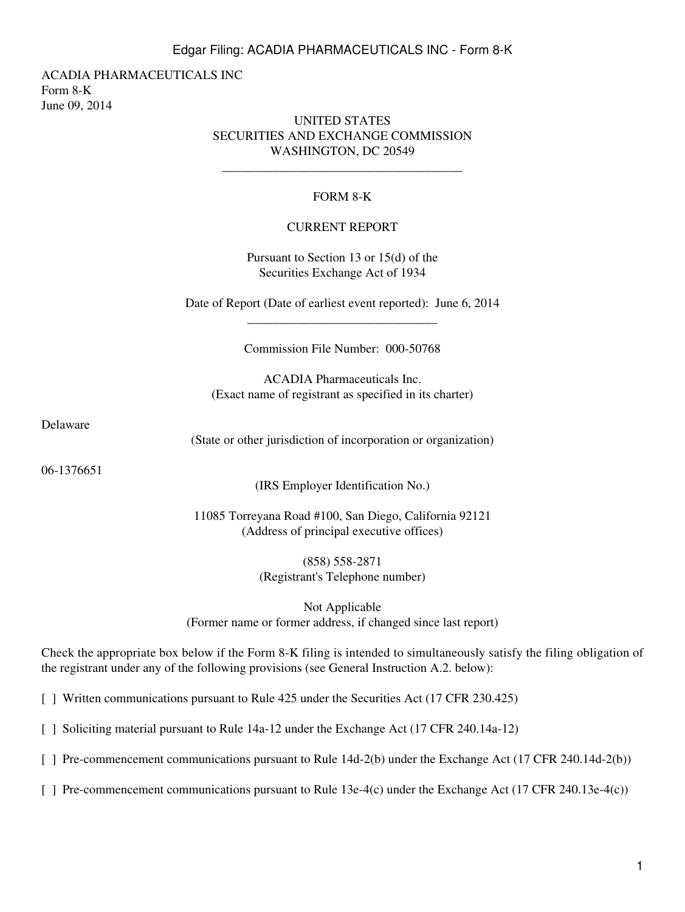ACADIA PHARMACEUTICALS INC
Form 8-K
June 09, 2014

UNITED STATES
SECURITIES AND EXCHANGE COMMISSION
WASHINGTON, DC 20549

---

# FORM 8-K

## CURRENT REPORT

Pursuant to Section 13 or 15(d) of the
Securities Exchange Act of 1934

Date of Report (Date of earliest event reported): June 6, 2014

---

Commission File Number: 000-50768

ACADIA Pharmaceuticals Inc.
(Exact name of registrant as specified in its charter)

Delaware
(State or other jurisdiction of incorporation or organization)

06-1376651
(IRS Employer Identification No.)

11085 Torreyana Road #100, San Diego, California 92121
(Address of principal executive offices)

(858) 558-2871
(Registrant's Telephone number)

Not Applicable
(Former name or former address, if changed since last report)

Check the appropriate box below if the Form 8-K filing is intended to simultaneously satisfy the filing obligation of the registrant under any of the following provisions (see General Instruction A.2. below):

[ ] Written communications pursuant to Rule 425 under the Securities Act (17 CFR 230.425)

[ ] Soliciting material pursuant to Rule 14a-12 under the Exchange Act (17 CFR 240.14a-12)

[ ] Pre-commencement communications pursuant to Rule 14d-2(b) under the Exchange Act (17 CFR 240.14d-2(b))

[ ] Pre-commencement communications pursuant to Rule 13e-4(c) under the Exchange Act (17 CFR 240.13e-4(c))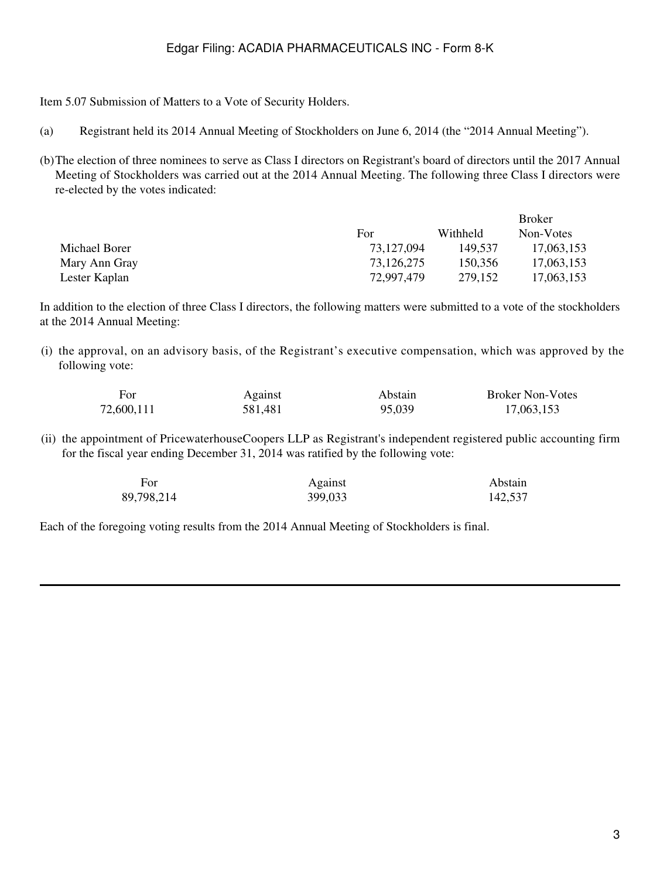Item 5.07 Submission of Matters to a Vote of Security Holders.

(a) Registrant held its 2014 Annual Meeting of Stockholders on June 6, 2014 (the "2014 Annual Meeting").

(b) The election of three nominees to serve as Class I directors on Registrant's board of directors until the 2017 Annual Meeting of Stockholders was carried out at the 2014 Annual Meeting. The following three Class I directors were re-elected by the votes indicated:

| | For | Withheld | Broker Non-Votes |
|---|---|---|---|
| Michael Borer | 73,127,094 | 149,537 | 17,063,153 |
| Mary Ann Gray | 73,126,275 | 150,356 | 17,063,153 |
| Lester Kaplan | 72,997,479 | 279,152 | 17,063,153 |

In addition to the election of three Class I directors, the following matters were submitted to a vote of the stockholders at the 2014 Annual Meeting:

(i) the approval, on an advisory basis, of the Registrant's executive compensation, which was approved by the following vote:

| For | Against | Abstain | Broker Non-Votes |
|---|---|---|---|
| 72,600,111 | 581,481 | 95,039 | 17,063,153 |

(ii) the appointment of PricewaterhouseCoopers LLP as Registrant's independent registered public accounting firm for the fiscal year ending December 31, 2014 was ratified by the following vote:

| For | Against | Abstain |
|---|---|---|
| 89,798,214 | 399,033 | 142,537 |

Each of the foregoing voting results from the 2014 Annual Meeting of Stockholders is final.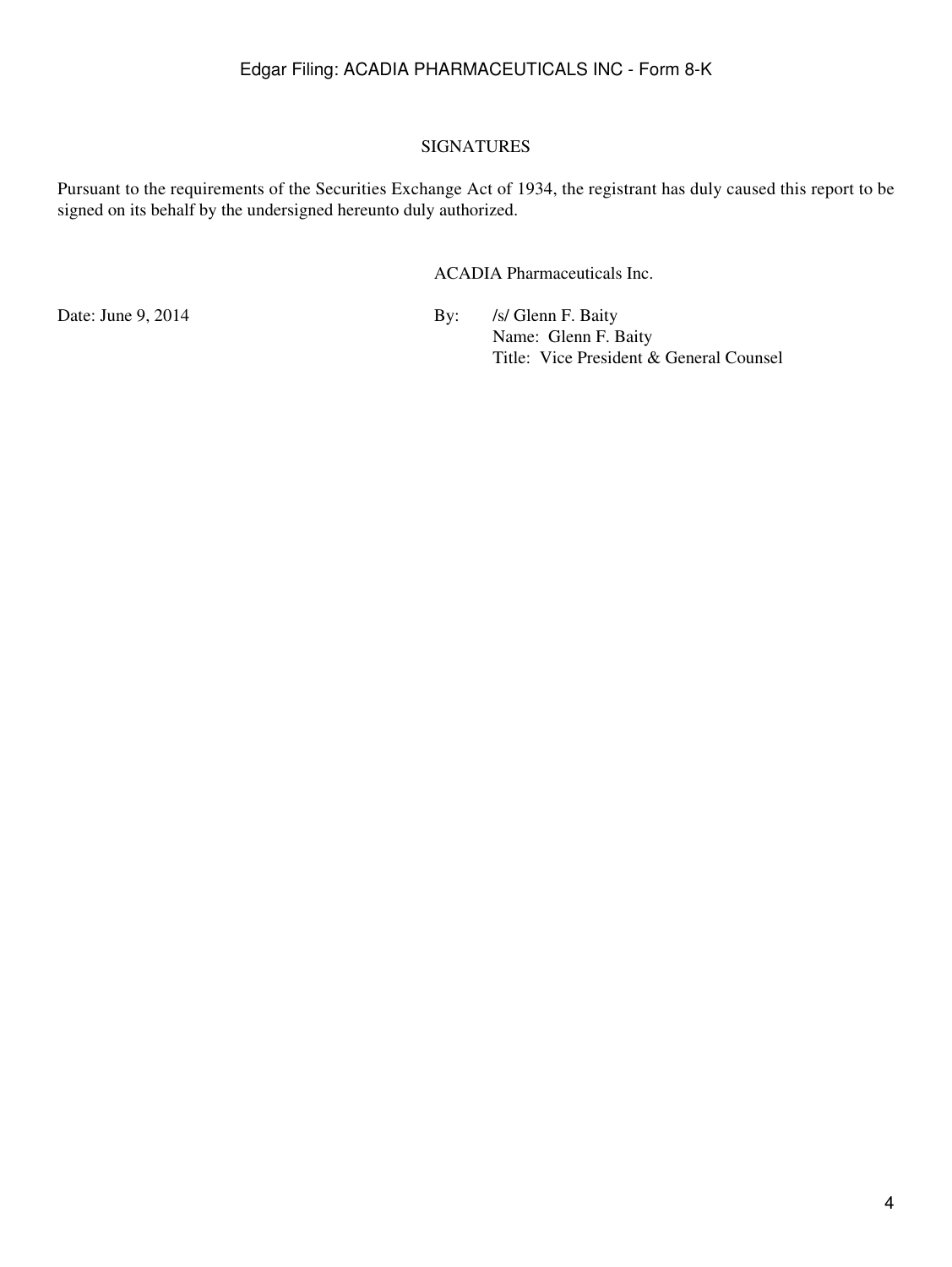SIGNATURES

Pursuant to the requirements of the Securities Exchange Act of 1934, the registrant has duly caused this report to be signed on its behalf by the undersigned hereunto duly authorized.

ACADIA Pharmaceuticals Inc.

| | | |
|---|---|---|
| Date: June 9, 2014 | By: | /s/ Glenn F. Baity |
| | | Name: Glenn F. Baity |
| | | Title: Vice President & General Counsel |